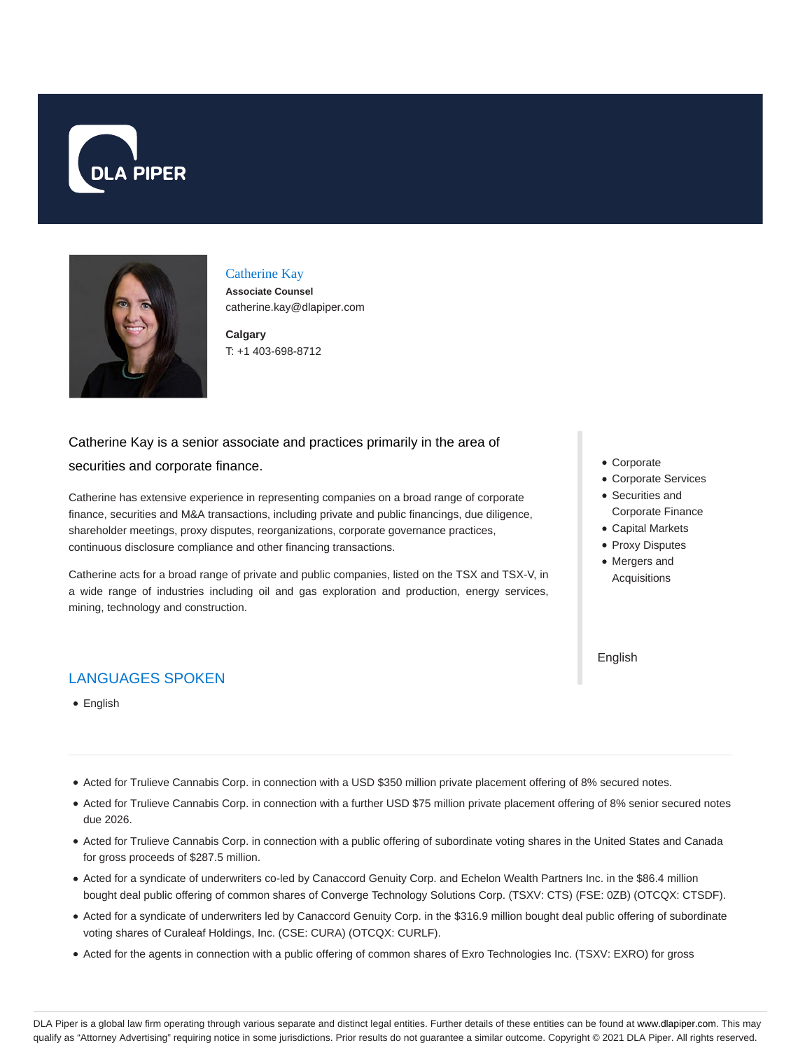DLA PIPER

## Catherine Kay

**Associate Counsel**
catherine.kay@dlapiper.com

**Calgary**
T: +1 403-698-8712

Catherine Kay is a senior associate and practices primarily in the area of securities and corporate finance.

Catherine has extensive experience in representing companies on a broad range of corporate finance, securities and M&A transactions, including private and public financings, due diligence, shareholder meetings, proxy disputes, reorganizations, corporate governance practices, continuous disclosure compliance and other financing transactions.

Catherine acts for a broad range of private and public companies, listed on the TSX and TSX-V, in a wide range of industries including oil and gas exploration and production, energy services, mining, technology and construction.

- Corporate
- Corporate Services
- Securities and Corporate Finance
- Capital Markets
- Proxy Disputes
- Mergers and Acquisitions

English

## LANGUAGES SPOKEN

- English

---

- Acted for Trulieve Cannabis Corp. in connection with a USD $350 million private placement offering of 8% secured notes.
- Acted for Trulieve Cannabis Corp. in connection with a further USD $75 million private placement offering of 8% senior secured notes due 2026.
- Acted for Trulieve Cannabis Corp. in connection with a public offering of subordinate voting shares in the United States and Canada for gross proceeds of $287.5 million.
- Acted for a syndicate of underwriters co-led by Canaccord Genuity Corp. and Echelon Wealth Partners Inc. in the $86.4 million bought deal public offering of common shares of Converge Technology Solutions Corp. (TSXV: CTS) (FSE: 0ZB) (OTCQX: CTSDF).
- Acted for a syndicate of underwriters led by Canaccord Genuity Corp. in the $316.9 million bought deal public offering of subordinate voting shares of Curaleaf Holdings, Inc. (CSE: CURA) (OTCQX: CURLF).
- Acted for the agents in connection with a public offering of common shares of Exro Technologies Inc. (TSXV: EXRO) for gross

DLA Piper is a global law firm operating through various separate and distinct legal entities. Further details of these entities can be found at www.dlapiper.com. This may qualify as "Attorney Advertising" requiring notice in some jurisdictions. Prior results do not guarantee a similar outcome. Copyright © 2021 DLA Piper. All rights reserved.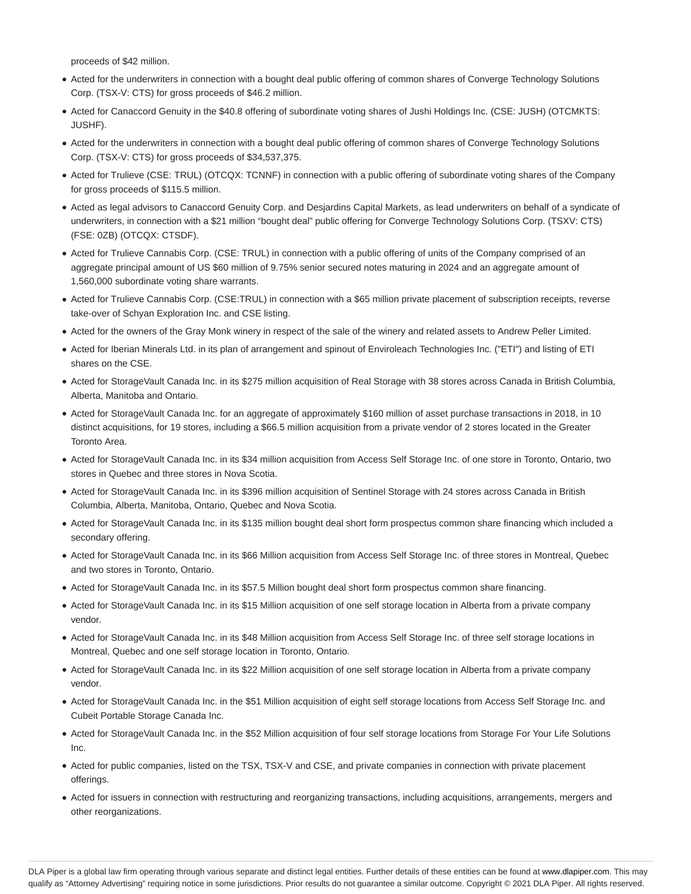proceeds of $42 million.

- Acted for the underwriters in connection with a bought deal public offering of common shares of Converge Technology Solutions Corp. (TSX-V: CTS) for gross proceeds of $46.2 million.
- Acted for Canaccord Genuity in the $40.8 offering of subordinate voting shares of Jushi Holdings Inc. (CSE: JUSH) (OTCMKTS: JUSHF).
- Acted for the underwriters in connection with a bought deal public offering of common shares of Converge Technology Solutions Corp. (TSX-V: CTS) for gross proceeds of $34,537,375.
- Acted for Trulieve (CSE: TRUL) (OTCQX: TCNNF) in connection with a public offering of subordinate voting shares of the Company for gross proceeds of $115.5 million.
- Acted as legal advisors to Canaccord Genuity Corp. and Desjardins Capital Markets, as lead underwriters on behalf of a syndicate of underwriters, in connection with a $21 million "bought deal" public offering for Converge Technology Solutions Corp. (TSXV: CTS) (FSE: 0ZB) (OTCQX: CTSDF).
- Acted for Trulieve Cannabis Corp. (CSE: TRUL) in connection with a public offering of units of the Company comprised of an aggregate principal amount of US $60 million of 9.75% senior secured notes maturing in 2024 and an aggregate amount of 1,560,000 subordinate voting share warrants.
- Acted for Trulieve Cannabis Corp. (CSE:TRUL) in connection with a $65 million private placement of subscription receipts, reverse take-over of Schyan Exploration Inc. and CSE listing.
- Acted for the owners of the Gray Monk winery in respect of the sale of the winery and related assets to Andrew Peller Limited.
- Acted for Iberian Minerals Ltd. in its plan of arrangement and spinout of Enviroleach Technologies Inc. ("ETI") and listing of ETI shares on the CSE.
- Acted for StorageVault Canada Inc. in its $275 million acquisition of Real Storage with 38 stores across Canada in British Columbia, Alberta, Manitoba and Ontario.
- Acted for StorageVault Canada Inc. for an aggregate of approximately $160 million of asset purchase transactions in 2018, in 10 distinct acquisitions, for 19 stores, including a $66.5 million acquisition from a private vendor of 2 stores located in the Greater Toronto Area.
- Acted for StorageVault Canada Inc. in its $34 million acquisition from Access Self Storage Inc. of one store in Toronto, Ontario, two stores in Quebec and three stores in Nova Scotia.
- Acted for StorageVault Canada Inc. in its $396 million acquisition of Sentinel Storage with 24 stores across Canada in British Columbia, Alberta, Manitoba, Ontario, Quebec and Nova Scotia.
- Acted for StorageVault Canada Inc. in its $135 million bought deal short form prospectus common share financing which included a secondary offering.
- Acted for StorageVault Canada Inc. in its $66 Million acquisition from Access Self Storage Inc. of three stores in Montreal, Quebec and two stores in Toronto, Ontario.
- Acted for StorageVault Canada Inc. in its $57.5 Million bought deal short form prospectus common share financing.
- Acted for StorageVault Canada Inc. in its $15 Million acquisition of one self storage location in Alberta from a private company vendor.
- Acted for StorageVault Canada Inc. in its $48 Million acquisition from Access Self Storage Inc. of three self storage locations in Montreal, Quebec and one self storage location in Toronto, Ontario.
- Acted for StorageVault Canada Inc. in its $22 Million acquisition of one self storage location in Alberta from a private company vendor.
- Acted for StorageVault Canada Inc. in the $51 Million acquisition of eight self storage locations from Access Self Storage Inc. and Cubeit Portable Storage Canada Inc.
- Acted for StorageVault Canada Inc. in the $52 Million acquisition of four self storage locations from Storage For Your Life Solutions Inc.
- Acted for public companies, listed on the TSX, TSX-V and CSE, and private companies in connection with private placement offerings.
- Acted for issuers in connection with restructuring and reorganizing transactions, including acquisitions, arrangements, mergers and other reorganizations.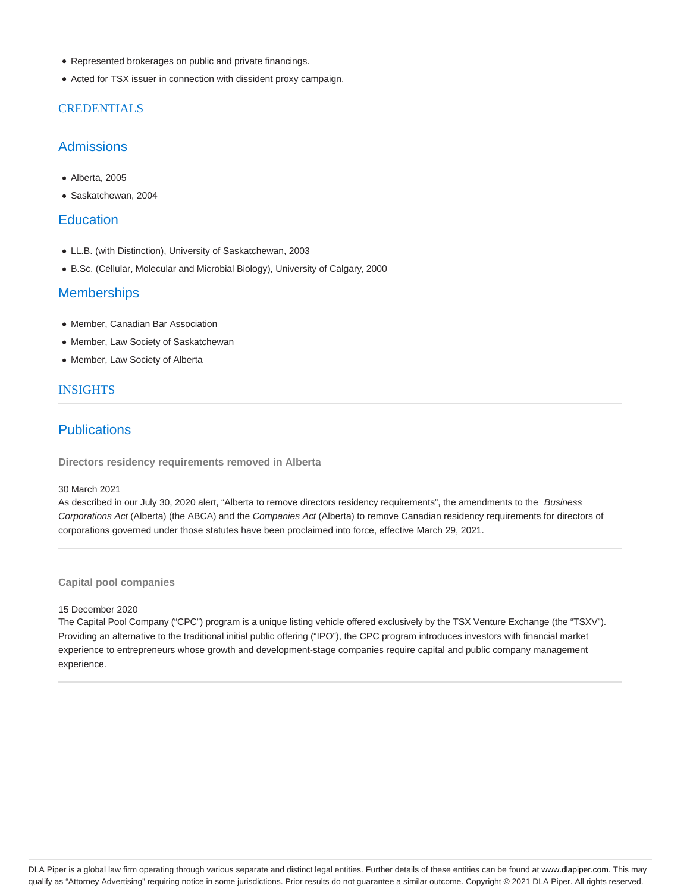- Represented brokerages on public and private financings.
- Acted for TSX issuer in connection with dissident proxy campaign.

## CREDENTIALS

### Admissions

- Alberta, 2005
- Saskatchewan, 2004

### Education

- LL.B. (with Distinction), University of Saskatchewan, 2003
- B.Sc. (Cellular, Molecular and Microbial Biology), University of Calgary, 2000

### Memberships

- Member, Canadian Bar Association
- Member, Law Society of Saskatchewan
- Member, Law Society of Alberta

## INSIGHTS

### Publications

**Directors residency requirements removed in Alberta**

30 March 2021
As described in our July 30, 2020 alert, "Alberta to remove directors residency requirements", the amendments to the *Business Corporations Act* (Alberta) (the ABCA) and the *Companies Act* (Alberta) to remove Canadian residency requirements for directors of corporations governed under those statutes have been proclaimed into force, effective March 29, 2021.

**Capital pool companies**

15 December 2020
The Capital Pool Company ("CPC") program is a unique listing vehicle offered exclusively by the TSX Venture Exchange (the "TSXV"). Providing an alternative to the traditional initial public offering ("IPO"), the CPC program introduces investors with financial market experience to entrepreneurs whose growth and development-stage companies require capital and public company management experience.

DLA Piper is a global law firm operating through various separate and distinct legal entities. Further details of these entities can be found at www.dlapiper.com. This may qualify as "Attorney Advertising" requiring notice in some jurisdictions. Prior results do not guarantee a similar outcome. Copyright © 2021 DLA Piper. All rights reserved.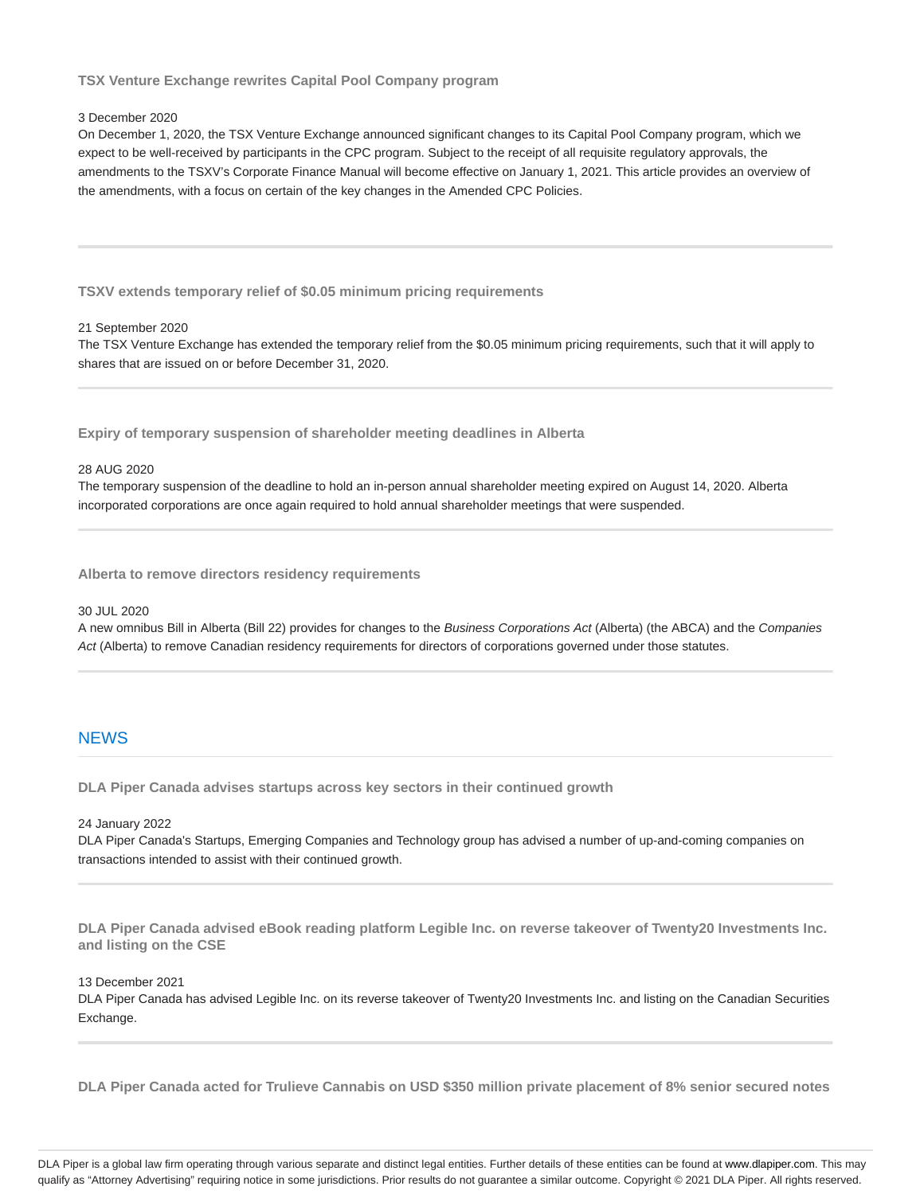**TSX Venture Exchange rewrites Capital Pool Company program**

3 December 2020

On December 1, 2020, the TSX Venture Exchange announced significant changes to its Capital Pool Company program, which we expect to be well-received by participants in the CPC program. Subject to the receipt of all requisite regulatory approvals, the amendments to the TSXV's Corporate Finance Manual will become effective on January 1, 2021. This article provides an overview of the amendments, with a focus on certain of the key changes in the Amended CPC Policies.

---

**TSXV extends temporary relief of $0.05 minimum pricing requirements**

21 September 2020

The TSX Venture Exchange has extended the temporary relief from the $0.05 minimum pricing requirements, such that it will apply to shares that are issued on or before December 31, 2020.

---

**Expiry of temporary suspension of shareholder meeting deadlines in Alberta**

28 AUG 2020

The temporary suspension of the deadline to hold an in-person annual shareholder meeting expired on August 14, 2020. Alberta incorporated corporations are once again required to hold annual shareholder meetings that were suspended.

---

**Alberta to remove directors residency requirements**

30 JUL 2020

A new omnibus Bill in Alberta (Bill 22) provides for changes to the *Business Corporations Act* (Alberta) (the ABCA) and the *Companies Act* (Alberta) to remove Canadian residency requirements for directors of corporations governed under those statutes.

---

## NEWS

**DLA Piper Canada advises startups across key sectors in their continued growth**

24 January 2022

DLA Piper Canada's Startups, Emerging Companies and Technology group has advised a number of up-and-coming companies on transactions intended to assist with their continued growth.

---

**DLA Piper Canada advised eBook reading platform Legible Inc. on reverse takeover of Twenty20 Investments Inc. and listing on the CSE**

13 December 2021

DLA Piper Canada has advised Legible Inc. on its reverse takeover of Twenty20 Investments Inc. and listing on the Canadian Securities Exchange.

---

**DLA Piper Canada acted for Trulieve Cannabis on USD $350 million private placement of 8% senior secured notes**

DLA Piper is a global law firm operating through various separate and distinct legal entities. Further details of these entities can be found at www.dlapiper.com. This may qualify as "Attorney Advertising" requiring notice in some jurisdictions. Prior results do not guarantee a similar outcome. Copyright © 2021 DLA Piper. All rights reserved.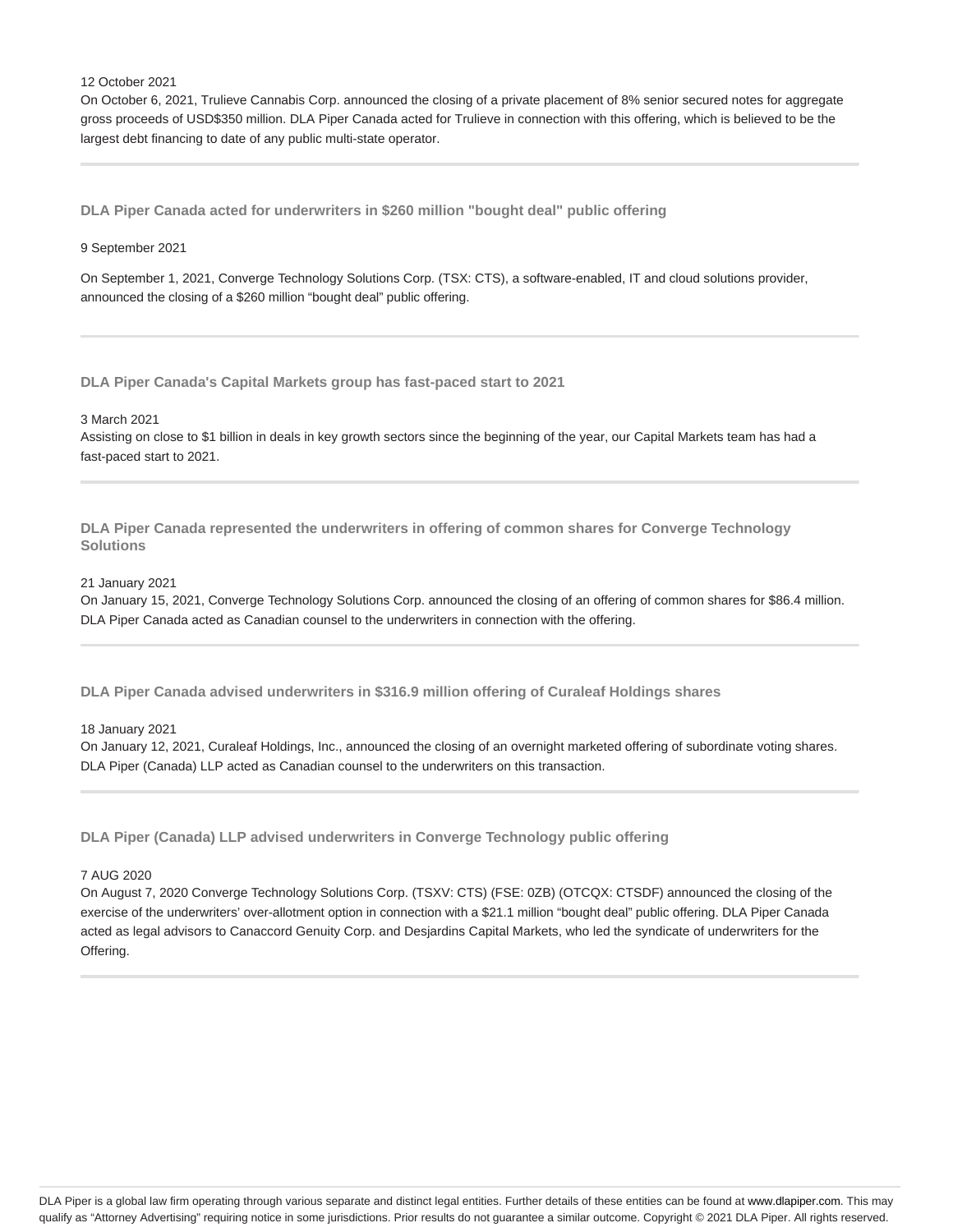12 October 2021

On October 6, 2021, Trulieve Cannabis Corp. announced the closing of a private placement of 8% senior secured notes for aggregate gross proceeds of USD$350 million. DLA Piper Canada acted for Trulieve in connection with this offering, which is believed to be the largest debt financing to date of any public multi-state operator.

---

### DLA Piper Canada acted for underwriters in $260 million "bought deal" public offering

9 September 2021

On September 1, 2021, Converge Technology Solutions Corp. (TSX: CTS), a software-enabled, IT and cloud solutions provider, announced the closing of a $260 million "bought deal" public offering.

---

### DLA Piper Canada's Capital Markets group has fast-paced start to 2021

3 March 2021

Assisting on close to $1 billion in deals in key growth sectors since the beginning of the year, our Capital Markets team has had a fast-paced start to 2021.

---

### DLA Piper Canada represented the underwriters in offering of common shares for Converge Technology Solutions

21 January 2021

On January 15, 2021, Converge Technology Solutions Corp. announced the closing of an offering of common shares for $86.4 million. DLA Piper Canada acted as Canadian counsel to the underwriters in connection with the offering.

---

### DLA Piper Canada advised underwriters in $316.9 million offering of Curaleaf Holdings shares

18 January 2021

On January 12, 2021, Curaleaf Holdings, Inc., announced the closing of an overnight marketed offering of subordinate voting shares. DLA Piper (Canada) LLP acted as Canadian counsel to the underwriters on this transaction.

---

### DLA Piper (Canada) LLP advised underwriters in Converge Technology public offering

7 AUG 2020

On August 7, 2020 Converge Technology Solutions Corp. (TSXV: CTS) (FSE: 0ZB) (OTCQX: CTSDF) announced the closing of the exercise of the underwriters' over-allotment option in connection with a $21.1 million "bought deal" public offering. DLA Piper Canada acted as legal advisors to Canaccord Genuity Corp. and Desjardins Capital Markets, who led the syndicate of underwriters for the Offering.

---

DLA Piper is a global law firm operating through various separate and distinct legal entities. Further details of these entities can be found at www.dlapiper.com. This may qualify as "Attorney Advertising" requiring notice in some jurisdictions. Prior results do not guarantee a similar outcome. Copyright © 2021 DLA Piper. All rights reserved.